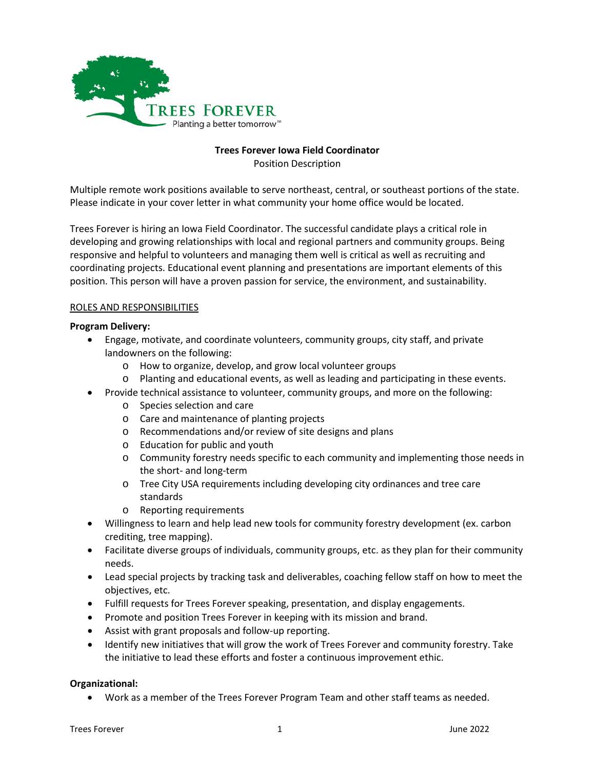TREES FOREVER
Planting a better tomorrow™

# Trees Forever Iowa Field Coordinator

Position Description

Multiple remote work positions available to serve northeast, central, or southeast portions of the state. Please indicate in your cover letter in what community your home office would be located.

Trees Forever is hiring an Iowa Field Coordinator. The successful candidate plays a critical role in developing and growing relationships with local and regional partners and community groups. Being responsive and helpful to volunteers and managing them well is critical as well as recruiting and coordinating projects. Educational event planning and presentations are important elements of this position. This person will have a proven passion for service, the environment, and sustainability.

## ROLES AND RESPONSIBILITIES

**Program Delivery:**

- Engage, motivate, and coordinate volunteers, community groups, city staff, and private landowners on the following:
    - How to organize, develop, and grow local volunteer groups
    - Planting and educational events, as well as leading and participating in these events.
- Provide technical assistance to volunteer, community groups, and more on the following:
    - Species selection and care
    - Care and maintenance of planting projects
    - Recommendations and/or review of site designs and plans
    - Education for public and youth
    - Community forestry needs specific to each community and implementing those needs in the short- and long-term
    - Tree City USA requirements including developing city ordinances and tree care standards
    - Reporting requirements
- Willingness to learn and help lead new tools for community forestry development (ex. carbon crediting, tree mapping).
- Facilitate diverse groups of individuals, community groups, etc. as they plan for their community needs.
- Lead special projects by tracking task and deliverables, coaching fellow staff on how to meet the objectives, etc.
- Fulfill requests for Trees Forever speaking, presentation, and display engagements.
- Promote and position Trees Forever in keeping with its mission and brand.
- Assist with grant proposals and follow-up reporting.
- Identify new initiatives that will grow the work of Trees Forever and community forestry. Take the initiative to lead these efforts and foster a continuous improvement ethic.

**Organizational:**

- Work as a member of the Trees Forever Program Team and other staff teams as needed.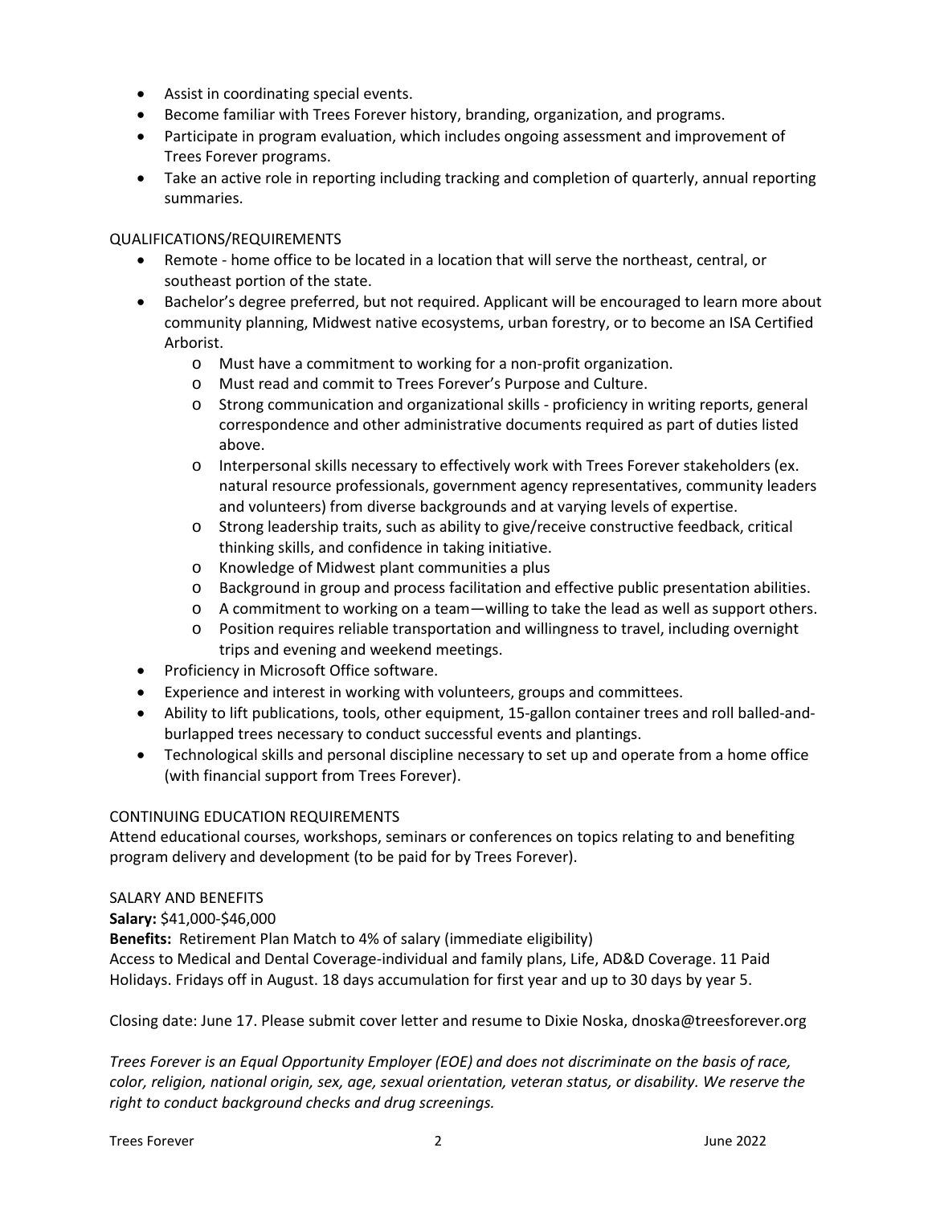- Assist in coordinating special events.
- Become familiar with Trees Forever history, branding, organization, and programs.
- Participate in program evaluation, which includes ongoing assessment and improvement of Trees Forever programs.
- Take an active role in reporting including tracking and completion of quarterly, annual reporting summaries.

QUALIFICATIONS/REQUIREMENTS

- Remote - home office to be located in a location that will serve the northeast, central, or southeast portion of the state.
- Bachelor's degree preferred, but not required. Applicant will be encouraged to learn more about community planning, Midwest native ecosystems, urban forestry, or to become an ISA Certified Arborist.
  - Must have a commitment to working for a non-profit organization.
  - Must read and commit to Trees Forever's Purpose and Culture.
  - Strong communication and organizational skills - proficiency in writing reports, general correspondence and other administrative documents required as part of duties listed above.
  - Interpersonal skills necessary to effectively work with Trees Forever stakeholders (ex. natural resource professionals, government agency representatives, community leaders and volunteers) from diverse backgrounds and at varying levels of expertise.
  - Strong leadership traits, such as ability to give/receive constructive feedback, critical thinking skills, and confidence in taking initiative.
  - Knowledge of Midwest plant communities a plus
  - Background in group and process facilitation and effective public presentation abilities.
  - A commitment to working on a team—willing to take the lead as well as support others.
  - Position requires reliable transportation and willingness to travel, including overnight trips and evening and weekend meetings.
- Proficiency in Microsoft Office software.
- Experience and interest in working with volunteers, groups and committees.
- Ability to lift publications, tools, other equipment, 15-gallon container trees and roll balled-and-burlapped trees necessary to conduct successful events and plantings.
- Technological skills and personal discipline necessary to set up and operate from a home office (with financial support from Trees Forever).

CONTINUING EDUCATION REQUIREMENTS

Attend educational courses, workshops, seminars or conferences on topics relating to and benefiting program delivery and development (to be paid for by Trees Forever).

SALARY AND BENEFITS

**Salary:** $41,000-$46,000

**Benefits:** Retirement Plan Match to 4% of salary (immediate eligibility)
Access to Medical and Dental Coverage-individual and family plans, Life, AD&D Coverage. 11 Paid Holidays. Fridays off in August. 18 days accumulation for first year and up to 30 days by year 5.

Closing date: June 17. Please submit cover letter and resume to Dixie Noska, dnoska@treesforever.org

*Trees Forever is an Equal Opportunity Employer (EOE) and does not discriminate on the basis of race, color, religion, national origin, sex, age, sexual orientation, veteran status, or disability. We reserve the right to conduct background checks and drug screenings.*